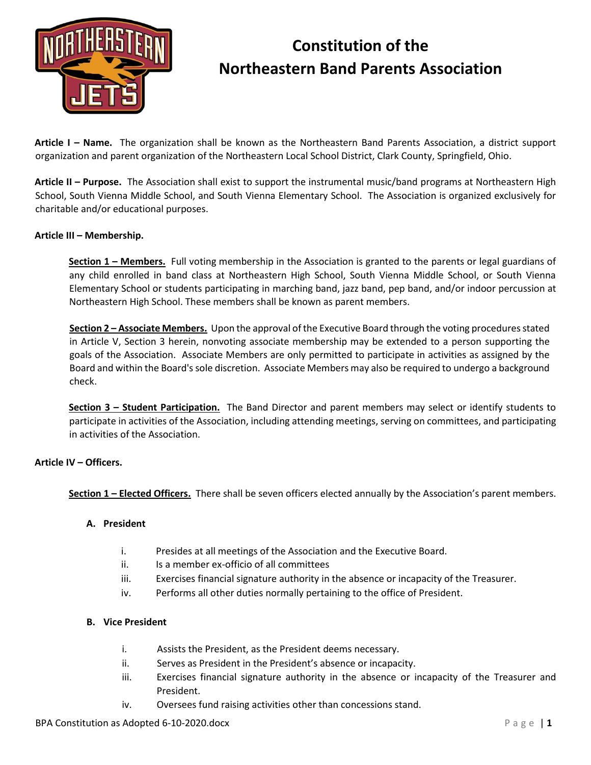# Constitution of the Northeastern Band Parents Association

**Article I – Name.** The organization shall be known as the Northeastern Band Parents Association, a district support organization and parent organization of the Northeastern Local School District, Clark County, Springfield, Ohio.

**Article II – Purpose.** The Association shall exist to support the instrumental music/band programs at Northeastern High School, South Vienna Middle School, and South Vienna Elementary School. The Association is organized exclusively for charitable and/or educational purposes.

**Article III – Membership.**

**Section 1 – Members.** Full voting membership in the Association is granted to the parents or legal guardians of any child enrolled in band class at Northeastern High School, South Vienna Middle School, or South Vienna Elementary School or students participating in marching band, jazz band, pep band, and/or indoor percussion at Northeastern High School. These members shall be known as parent members.

**Section 2 – Associate Members.** Upon the approval of the Executive Board through the voting procedures stated in Article V, Section 3 herein, nonvoting associate membership may be extended to a person supporting the goals of the Association. Associate Members are only permitted to participate in activities as assigned by the Board and within the Board's sole discretion. Associate Members may also be required to undergo a background check.

**Section 3 – Student Participation.** The Band Director and parent members may select or identify students to participate in activities of the Association, including attending meetings, serving on committees, and participating in activities of the Association.

**Article IV – Officers.**

**Section 1 – Elected Officers.** There shall be seven officers elected annually by the Association's parent members.

**A. President**

- i. Presides at all meetings of the Association and the Executive Board.
- ii. Is a member ex-officio of all committees
- iii. Exercises financial signature authority in the absence or incapacity of the Treasurer.
- iv. Performs all other duties normally pertaining to the office of President.

**B. Vice President**

- i. Assists the President, as the President deems necessary.
- ii. Serves as President in the President's absence or incapacity.
- iii. Exercises financial signature authority in the absence or incapacity of the Treasurer and President.
- iv. Oversees fund raising activities other than concessions stand.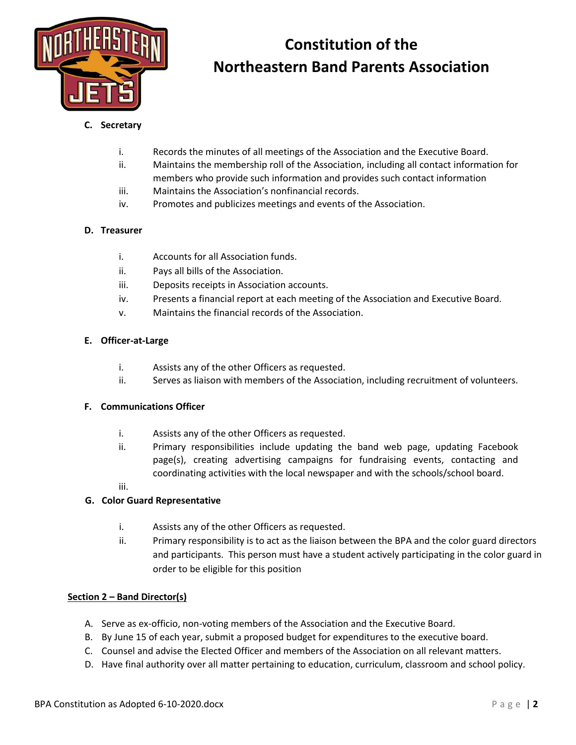# Constitution of the Northeastern Band Parents Association

**C. Secretary**

- i. Records the minutes of all meetings of the Association and the Executive Board.
- ii. Maintains the membership roll of the Association, including all contact information for members who provide such information and provides such contact information
- iii. Maintains the Association's nonfinancial records.
- iv. Promotes and publicizes meetings and events of the Association.

**D. Treasurer**

- i. Accounts for all Association funds.
- ii. Pays all bills of the Association.
- iii. Deposits receipts in Association accounts.
- iv. Presents a financial report at each meeting of the Association and Executive Board.
- v. Maintains the financial records of the Association.

**E. Officer-at-Large**

- i. Assists any of the other Officers as requested.
- ii. Serves as liaison with members of the Association, including recruitment of volunteers.

**F. Communications Officer**

- i. Assists any of the other Officers as requested.
- ii. Primary responsibilities include updating the band web page, updating Facebook page(s), creating advertising campaigns for fundraising events, contacting and coordinating activities with the local newspaper and with the schools/school board.
- iii.

**G. Color Guard Representative**

- i. Assists any of the other Officers as requested.
- ii. Primary responsibility is to act as the liaison between the BPA and the color guard directors and participants. This person must have a student actively participating in the color guard in order to be eligible for this position

**<u>Section 2 – Band Director(s)</u>**

A. Serve as ex-officio, non-voting members of the Association and the Executive Board.
B. By June 15 of each year, submit a proposed budget for expenditures to the executive board.
C. Counsel and advise the Elected Officer and members of the Association on all relevant matters.
D. Have final authority over all matter pertaining to education, curriculum, classroom and school policy.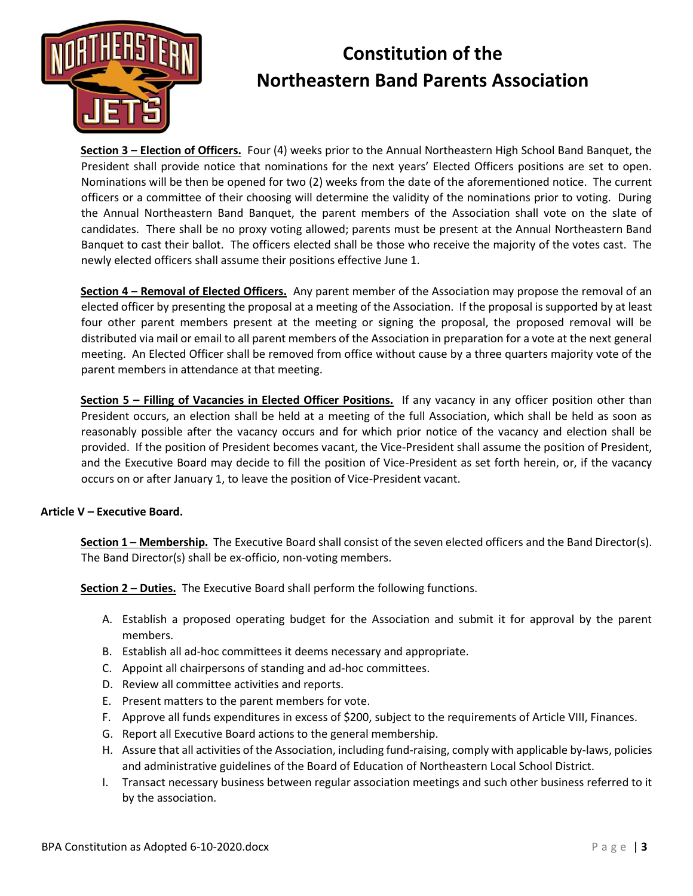**Section 3 – Election of Officers.** Four (4) weeks prior to the Annual Northeastern High School Band Banquet, the President shall provide notice that nominations for the next years' Elected Officers positions are set to open. Nominations will be then be opened for two (2) weeks from the date of the aforementioned notice. The current officers or a committee of their choosing will determine the validity of the nominations prior to voting. During the Annual Northeastern Band Banquet, the parent members of the Association shall vote on the slate of candidates. There shall be no proxy voting allowed; parents must be present at the Annual Northeastern Band Banquet to cast their ballot. The officers elected shall be those who receive the majority of the votes cast. The newly elected officers shall assume their positions effective June 1.

**Section 4 – Removal of Elected Officers.** Any parent member of the Association may propose the removal of an elected officer by presenting the proposal at a meeting of the Association. If the proposal is supported by at least four other parent members present at the meeting or signing the proposal, the proposed removal will be distributed via mail or email to all parent members of the Association in preparation for a vote at the next general meeting. An Elected Officer shall be removed from office without cause by a three quarters majority vote of the parent members in attendance at that meeting.

**Section 5 – Filling of Vacancies in Elected Officer Positions.** If any vacancy in any officer position other than President occurs, an election shall be held at a meeting of the full Association, which shall be held as soon as reasonably possible after the vacancy occurs and for which prior notice of the vacancy and election shall be provided. If the position of President becomes vacant, the Vice-President shall assume the position of President, and the Executive Board may decide to fill the position of Vice-President as set forth herein, or, if the vacancy occurs on or after January 1, to leave the position of Vice-President vacant.

## Article V – Executive Board.

**Section 1 – Membership.** The Executive Board shall consist of the seven elected officers and the Band Director(s). The Band Director(s) shall be ex-officio, non-voting members.

**Section 2 – Duties.** The Executive Board shall perform the following functions.

A. Establish a proposed operating budget for the Association and submit it for approval by the parent members.
B. Establish all ad-hoc committees it deems necessary and appropriate.
C. Appoint all chairpersons of standing and ad-hoc committees.
D. Review all committee activities and reports.
E. Present matters to the parent members for vote.
F. Approve all funds expenditures in excess of $200, subject to the requirements of Article VIII, Finances.
G. Report all Executive Board actions to the general membership.
H. Assure that all activities of the Association, including fund-raising, comply with applicable by-laws, policies and administrative guidelines of the Board of Education of Northeastern Local School District.
I. Transact necessary business between regular association meetings and such other business referred to it by the association.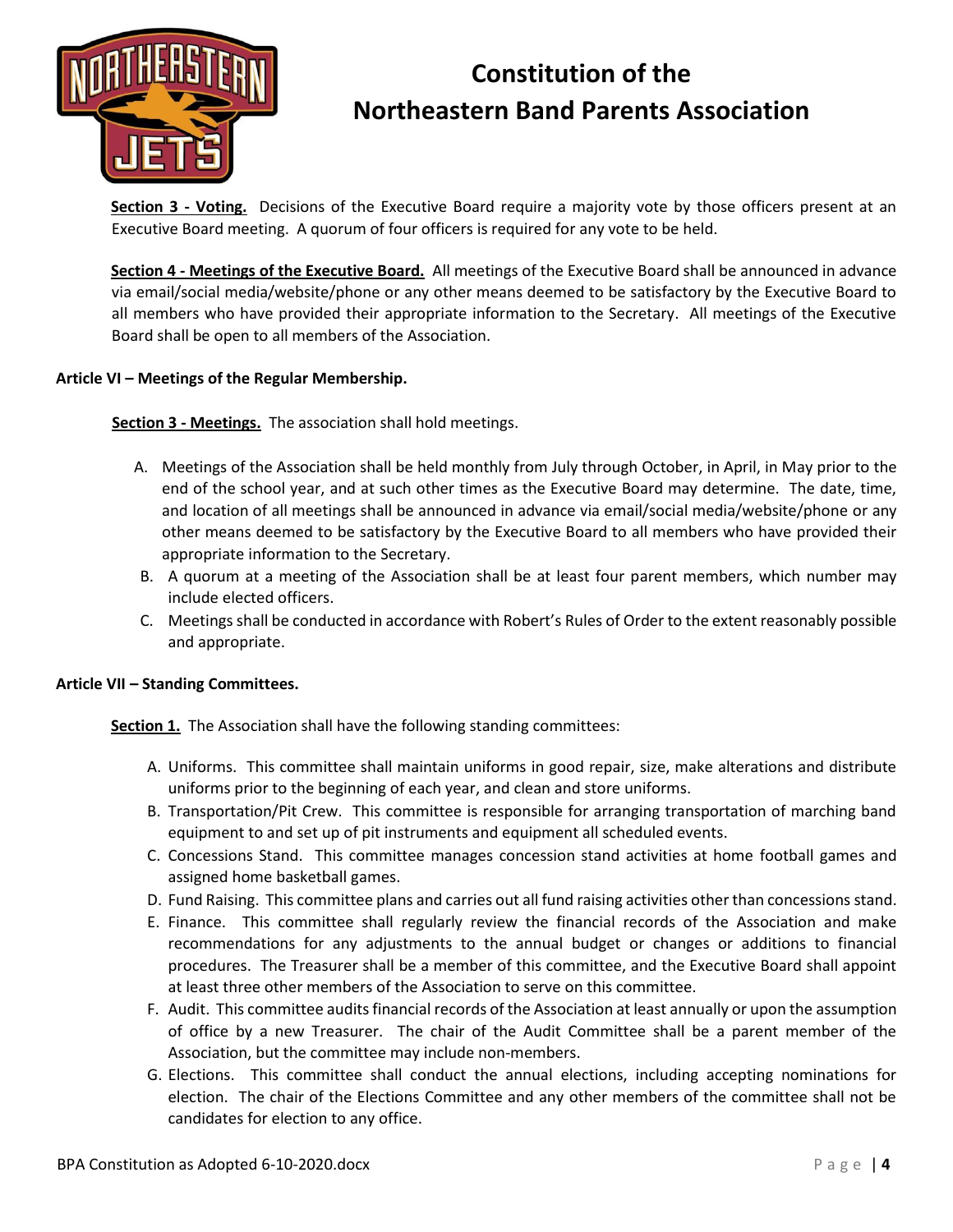**Section 3 - Voting.** Decisions of the Executive Board require a majority vote by those officers present at an Executive Board meeting. A quorum of four officers is required for any vote to be held.

**Section 4 - Meetings of the Executive Board.** All meetings of the Executive Board shall be announced in advance via email/social media/website/phone or any other means deemed to be satisfactory by the Executive Board to all members who have provided their appropriate information to the Secretary. All meetings of the Executive Board shall be open to all members of the Association.

**Article VI – Meetings of the Regular Membership.**

**Section 3 - Meetings.** The association shall hold meetings.

A. Meetings of the Association shall be held monthly from July through October, in April, in May prior to the end of the school year, and at such other times as the Executive Board may determine. The date, time, and location of all meetings shall be announced in advance via email/social media/website/phone or any other means deemed to be satisfactory by the Executive Board to all members who have provided their appropriate information to the Secretary.
B. A quorum at a meeting of the Association shall be at least four parent members, which number may include elected officers.
C. Meetings shall be conducted in accordance with Robert's Rules of Order to the extent reasonably possible and appropriate.

**Article VII – Standing Committees.**

**Section 1.** The Association shall have the following standing committees:

A. Uniforms. This committee shall maintain uniforms in good repair, size, make alterations and distribute uniforms prior to the beginning of each year, and clean and store uniforms.
B. Transportation/Pit Crew. This committee is responsible for arranging transportation of marching band equipment to and set up of pit instruments and equipment all scheduled events.
C. Concessions Stand. This committee manages concession stand activities at home football games and assigned home basketball games.
D. Fund Raising. This committee plans and carries out all fund raising activities other than concessions stand.
E. Finance. This committee shall regularly review the financial records of the Association and make recommendations for any adjustments to the annual budget or changes or additions to financial procedures. The Treasurer shall be a member of this committee, and the Executive Board shall appoint at least three other members of the Association to serve on this committee.
F. Audit. This committee audits financial records of the Association at least annually or upon the assumption of office by a new Treasurer. The chair of the Audit Committee shall be a parent member of the Association, but the committee may include non-members.
G. Elections. This committee shall conduct the annual elections, including accepting nominations for election. The chair of the Elections Committee and any other members of the committee shall not be candidates for election to any office.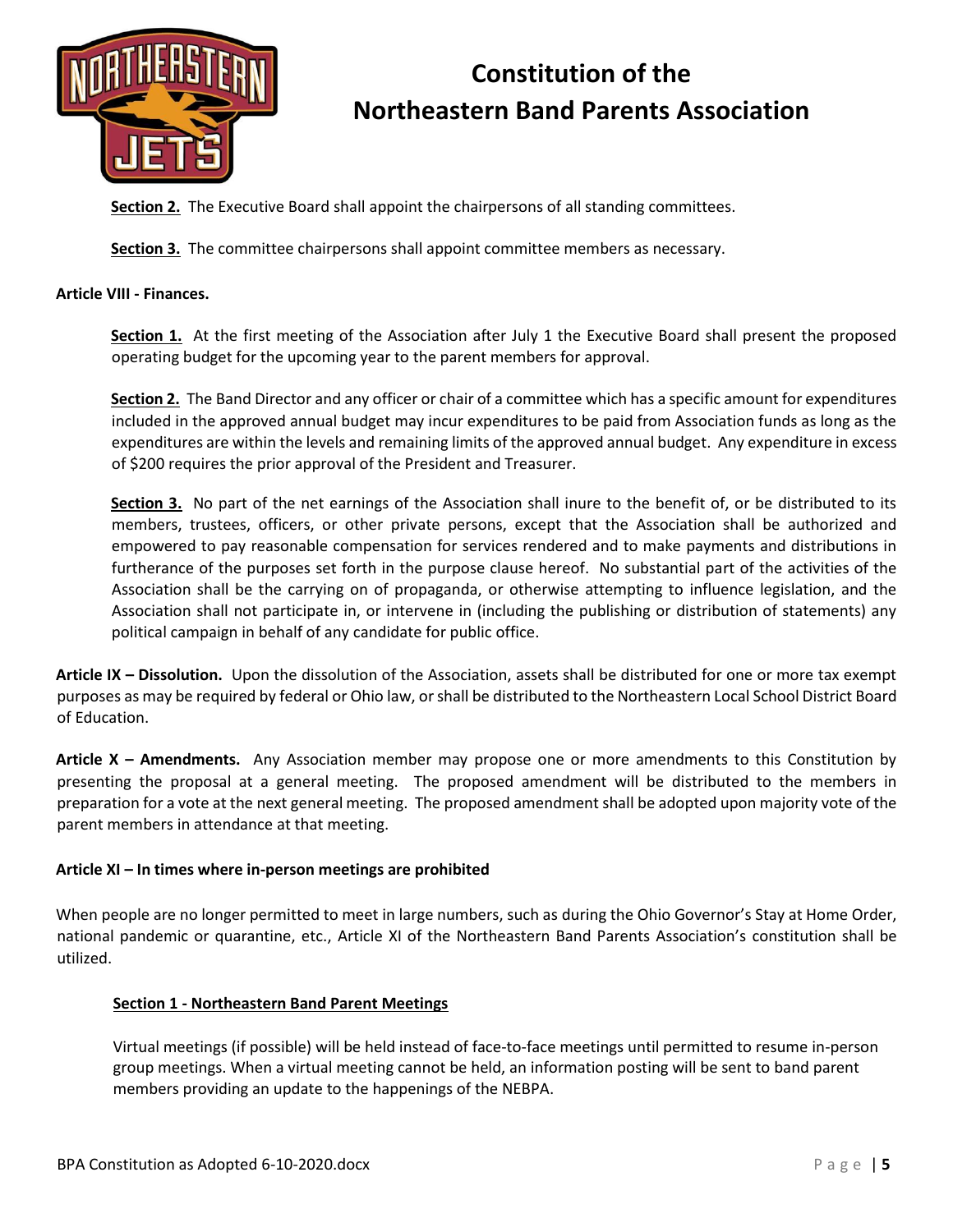**Section 2.** The Executive Board shall appoint the chairpersons of all standing committees.

**Section 3.** The committee chairpersons shall appoint committee members as necessary.

**Article VIII - Finances.**

**Section 1.** At the first meeting of the Association after July 1 the Executive Board shall present the proposed operating budget for the upcoming year to the parent members for approval.

**Section 2.** The Band Director and any officer or chair of a committee which has a specific amount for expenditures included in the approved annual budget may incur expenditures to be paid from Association funds as long as the expenditures are within the levels and remaining limits of the approved annual budget. Any expenditure in excess of $200 requires the prior approval of the President and Treasurer.

**Section 3.** No part of the net earnings of the Association shall inure to the benefit of, or be distributed to its members, trustees, officers, or other private persons, except that the Association shall be authorized and empowered to pay reasonable compensation for services rendered and to make payments and distributions in furtherance of the purposes set forth in the purpose clause hereof. No substantial part of the activities of the Association shall be the carrying on of propaganda, or otherwise attempting to influence legislation, and the Association shall not participate in, or intervene in (including the publishing or distribution of statements) any political campaign in behalf of any candidate for public office.

**Article IX – Dissolution.** Upon the dissolution of the Association, assets shall be distributed for one or more tax exempt purposes as may be required by federal or Ohio law, or shall be distributed to the Northeastern Local School District Board of Education.

**Article X – Amendments.** Any Association member may propose one or more amendments to this Constitution by presenting the proposal at a general meeting. The proposed amendment will be distributed to the members in preparation for a vote at the next general meeting. The proposed amendment shall be adopted upon majority vote of the parent members in attendance at that meeting.

**Article XI – In times where in-person meetings are prohibited**

When people are no longer permitted to meet in large numbers, such as during the Ohio Governor's Stay at Home Order, national pandemic or quarantine, etc., Article XI of the Northeastern Band Parents Association's constitution shall be utilized.

**Section 1 - Northeastern Band Parent Meetings**

Virtual meetings (if possible) will be held instead of face-to-face meetings until permitted to resume in-person group meetings. When a virtual meeting cannot be held, an information posting will be sent to band parent members providing an update to the happenings of the NEBPA.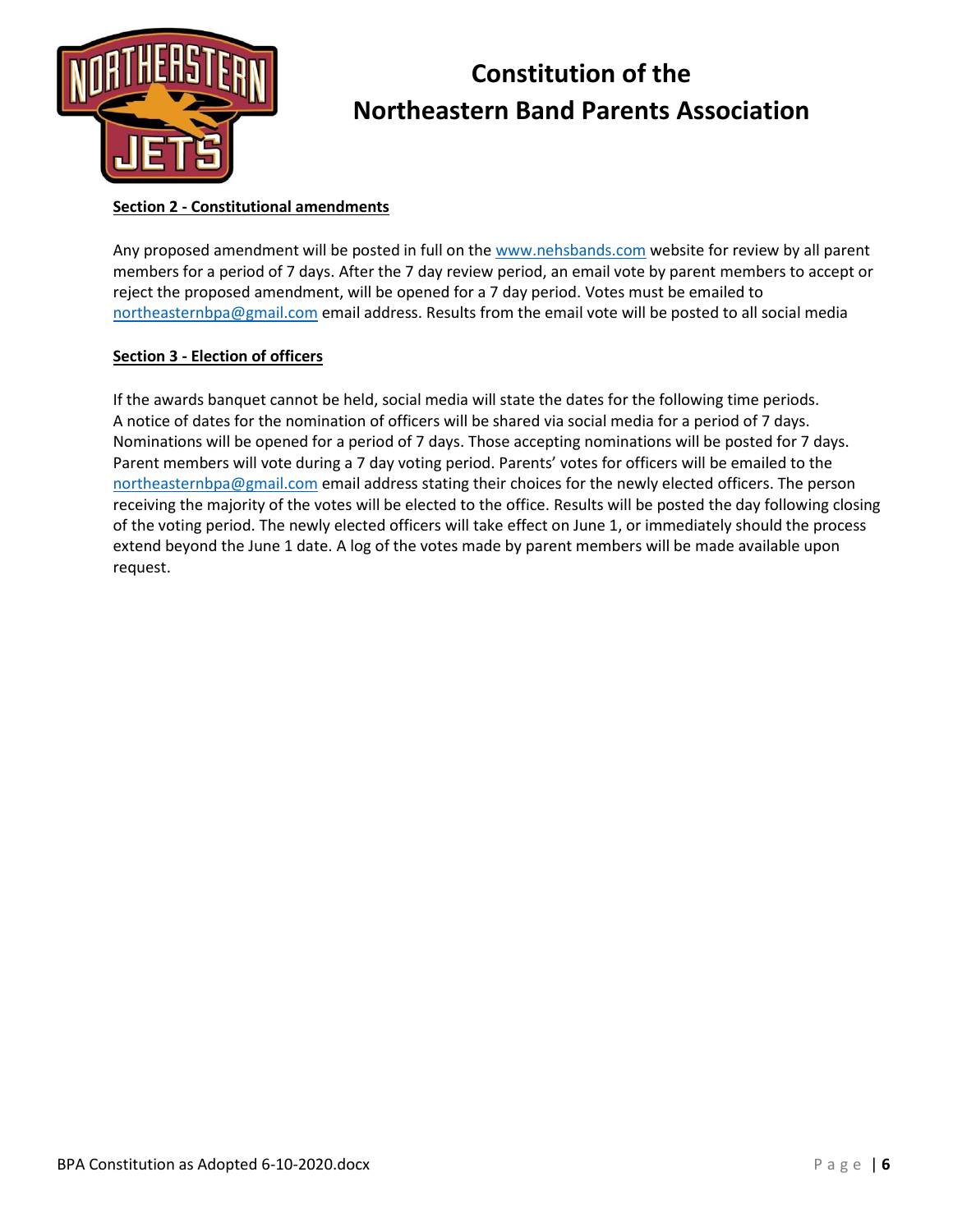**Section 2 - Constitutional amendments**

Any proposed amendment will be posted in full on the www.nehsbands.com website for review by all parent members for a period of 7 days. After the 7 day review period, an email vote by parent members to accept or reject the proposed amendment, will be opened for a 7 day period. Votes must be emailed to northeasternbpa@gmail.com email address. Results from the email vote will be posted to all social media

**Section 3 - Election of officers**

If the awards banquet cannot be held, social media will state the dates for the following time periods. A notice of dates for the nomination of officers will be shared via social media for a period of 7 days. Nominations will be opened for a period of 7 days. Those accepting nominations will be posted for 7 days. Parent members will vote during a 7 day voting period. Parents' votes for officers will be emailed to the northeasternbpa@gmail.com email address stating their choices for the newly elected officers. The person receiving the majority of the votes will be elected to the office. Results will be posted the day following closing of the voting period. The newly elected officers will take effect on June 1, or immediately should the process extend beyond the June 1 date. A log of the votes made by parent members will be made available upon request.